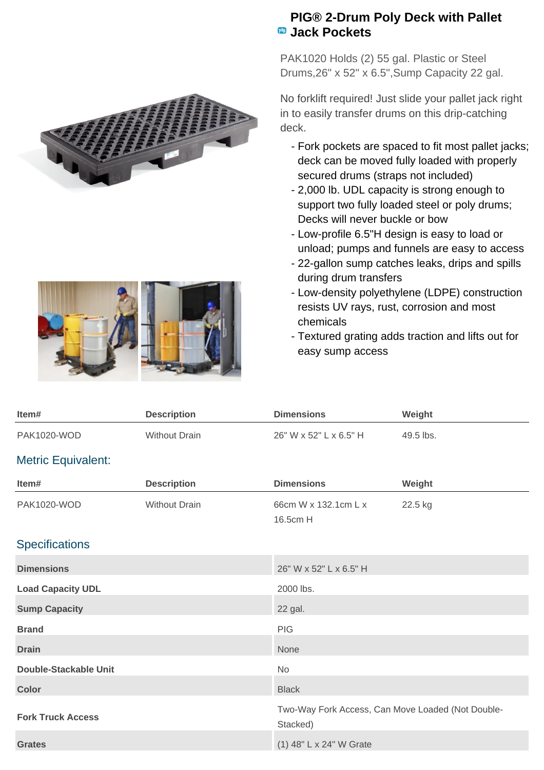# PIG® 2-Drum Poly Deck with Pallet Jack Pockets

PAK1020 Holds (2) 55 gal. Plastic or Steel Drums,26" x 52" x 6.5",Sump Capacity 22 gal.

No forklift required! Just slide your pallet jack right in to easily transfer drums on this drip-catching deck.

- Fork pockets are spaced to fit most pallet jacks; deck can be moved fully loaded with properly secured drums (straps not included)
- 2,000 lb. UDL capacity is strong enough to support two fully loaded steel or poly drums; Decks will never buckle or bow
- Low-profile 6.5"H design is easy to load or unload; pumps and funnels are easy to access
- 22-gallon sump catches leaks, drips and spills during drum transfers
- Low-density polyethylene (LDPE) construction resists UV rays, rust, corrosion and most chemicals
- Textured grating adds traction and lifts out for easy sump access

| Item# | Description | Dimensions | Weight |
|---|---|---|---|
| PAK1020-WOD | Without Drain | 26" W x 52" L x 6.5" H | 49.5 lbs. |

## Metric Equivalent:

| Item# | Description | Dimensions | Weight |
|---|---|---|---|
| PAK1020-WOD | Without Drain | 66cm W x 132.1cm L x 16.5cm H | 22.5 kg |

## Specifications

| | |
|---|---|
| **Dimensions** | 26" W x 52" L x 6.5" H |
| **Load Capacity UDL** | 2000 lbs. |
| **Sump Capacity** | 22 gal. |
| **Brand** | PIG |
| **Drain** | None |
| **Double-Stackable Unit** | No |
| **Color** | Black |
| **Fork Truck Access** | Two-Way Fork Access, Can Move Loaded (Not Double-Stacked) |
| **Grates** | (1) 48" L x 24" W Grate |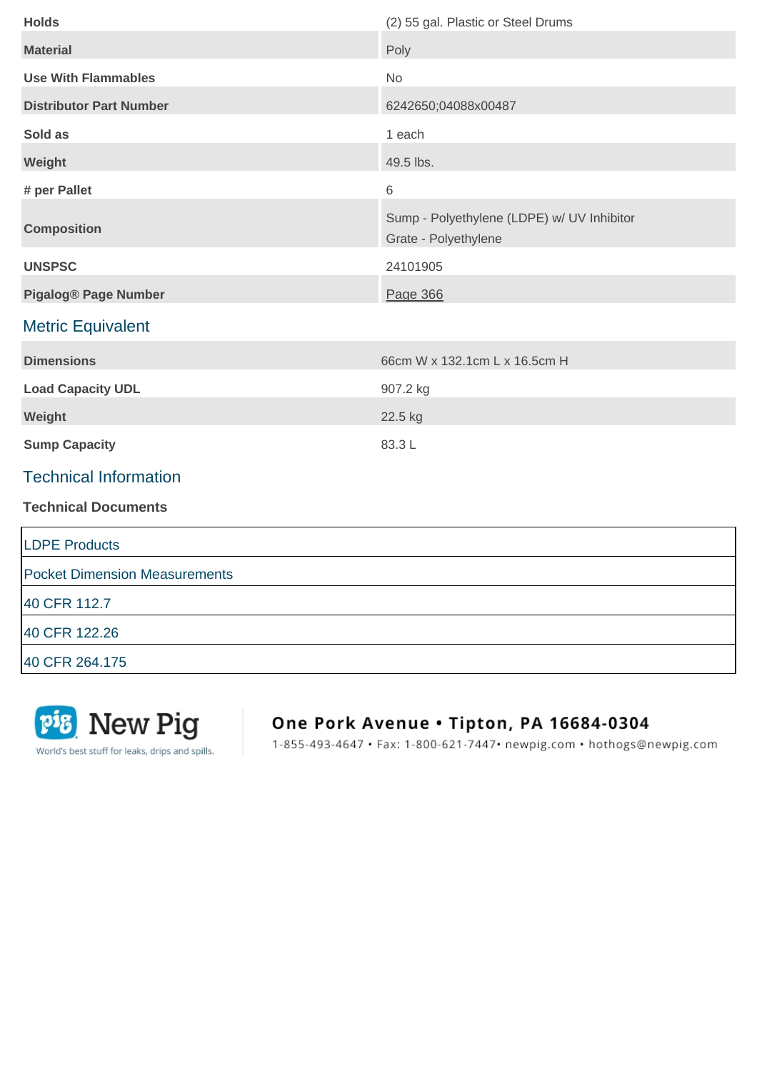| | |
|---|---|
| **Holds** | (2) 55 gal. Plastic or Steel Drums |
| **Material** | Poly |
| **Use With Flammables** | No |
| **Distributor Part Number** | 6242650;04088x00487 |
| **Sold as** | 1 each |
| **Weight** | 49.5 lbs. |
| **# per Pallet** | 6 |
| **Composition** | Sump - Polyethylene (LDPE) w/ UV Inhibitor<br>Grate - Polyethylene |
| **UNSPSC** | 24101905 |
| **Pigalog® Page Number** | Page 366 |

## Metric Equivalent

| | |
|---|---|
| **Dimensions** | 66cm W x 132.1cm L x 16.5cm H |
| **Load Capacity UDL** | 907.2 kg |
| **Weight** | 22.5 kg |
| **Sump Capacity** | 83.3 L |

## Technical Information

### Technical Documents

| |
|---|
| LDPE Products |
| Pocket Dimension Measurements |
| 40 CFR 112.7 |
| 40 CFR 122.26 |
| 40 CFR 264.175 |

New Pig
World's best stuff for leaks, drips and spills.

One Pork Avenue • Tipton, PA 16684-0304
1-855-493-4647 • Fax: 1-800-621-7447• newpig.com • hothogs@newpig.com